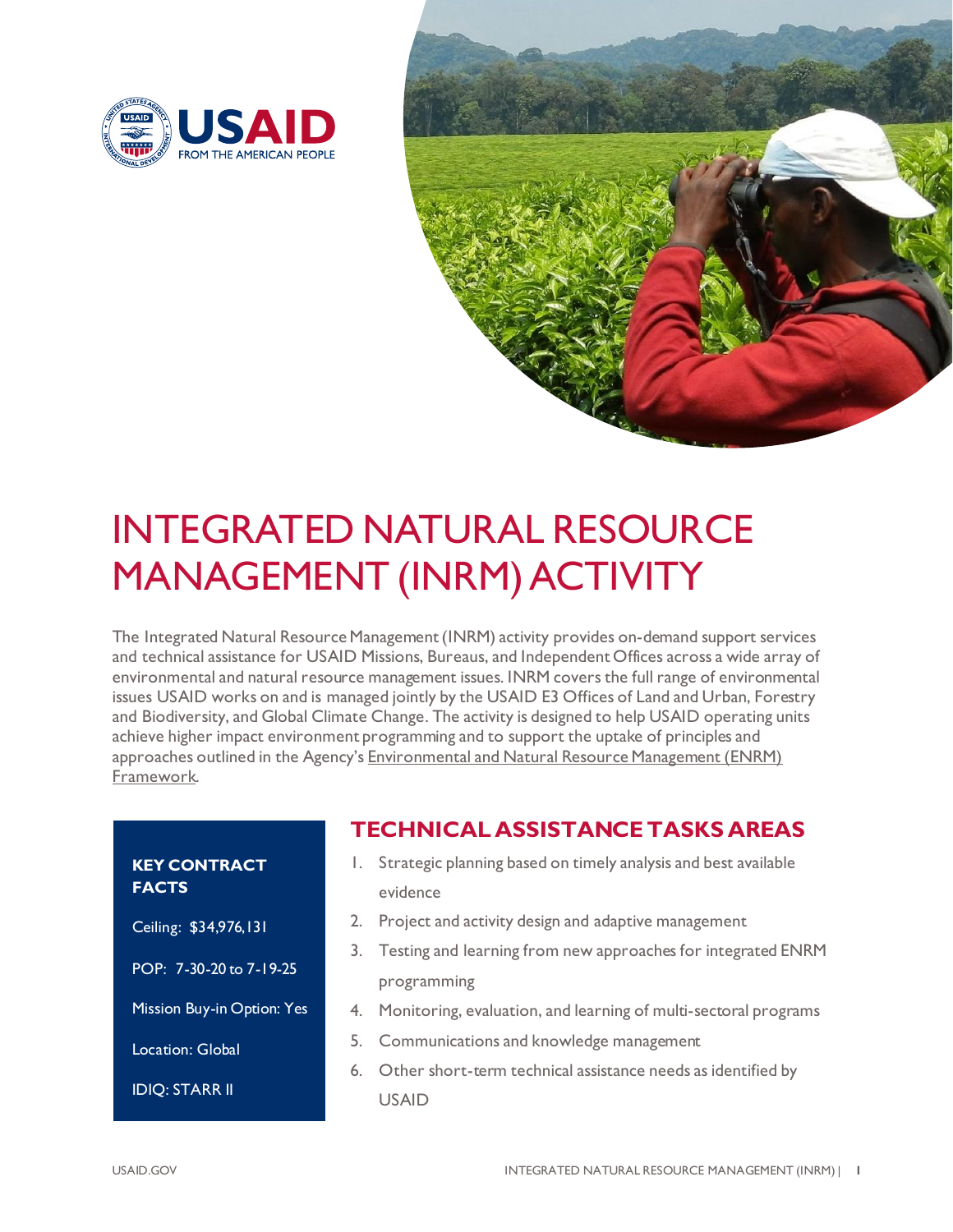USAID
FROM THE AMERICAN PEOPLE

# INTEGRATED NATURAL RESOURCE MANAGEMENT (INRM) ACTIVITY

The Integrated Natural Resource Management (INRM) activity provides on-demand support services and technical assistance for USAID Missions, Bureaus, and Independent Offices across a wide array of environmental and natural resource management issues. INRM covers the full range of environmental issues USAID works on and is managed jointly by the USAID E3 Offices of Land and Urban, Forestry and Biodiversity, and Global Climate Change. The activity is designed to help USAID operating units achieve higher impact environment programming and to support the uptake of principles and approaches outlined in the Agency's Environmental and Natural Resource Management (ENRM) Framework.

### KEY CONTRACT FACTS

Ceiling: $34,976,131

POP: 7-30-20 to 7-19-25

Mission Buy-in Option: Yes

Location: Global

IDIQ: STARR II

## TECHNICAL ASSISTANCE TASKS AREAS

1. Strategic planning based on timely analysis and best available evidence
2. Project and activity design and adaptive management
3. Testing and learning from new approaches for integrated ENRM programming
4. Monitoring, evaluation, and learning of multi-sectoral programs
5. Communications and knowledge management
6. Other short-term technical assistance needs as identified by USAID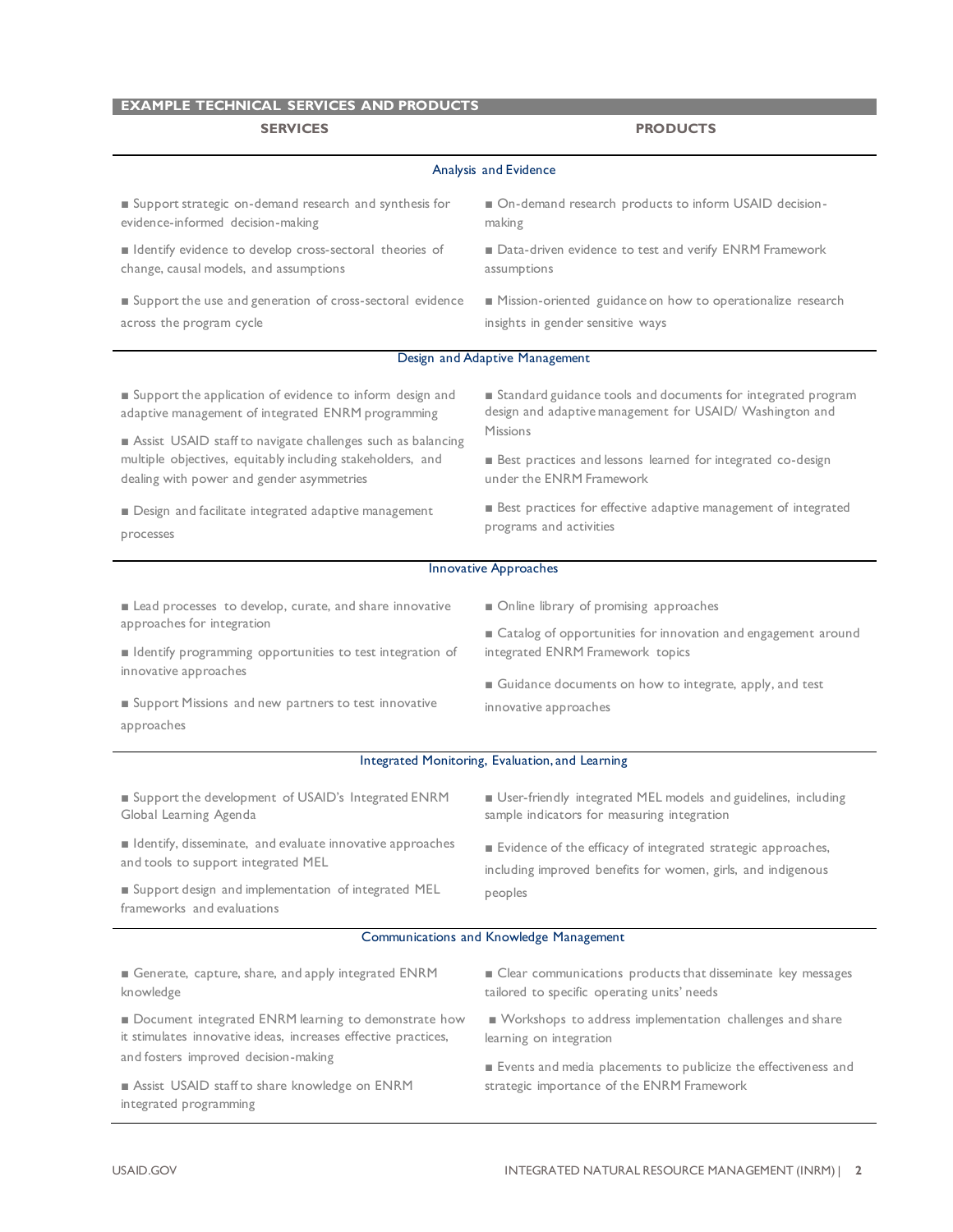## EXAMPLE TECHNICAL SERVICES AND PRODUCTS

| SERVICES | PRODUCTS |
|---|---|
| **Analysis and Evidence** | |
| ■ Support strategic on-demand research and synthesis for evidence-informed decision-making | ■ On-demand research products to inform USAID decision-making |
| ■ Identify evidence to develop cross-sectoral theories of change, causal models, and assumptions | ■ Data-driven evidence to test and verify ENRM Framework assumptions |
| ■ Support the use and generation of cross-sectoral evidence across the program cycle | ■ Mission-oriented guidance on how to operationalize research insights in gender sensitive ways |
| **Design and Adaptive Management** | |
| ■ Support the application of evidence to inform design and adaptive management of integrated ENRM programming | ■ Standard guidance tools and documents for integrated program design and adaptive management for USAID/ Washington and Missions |
| ■ Assist USAID staff to navigate challenges such as balancing multiple objectives, equitably including stakeholders, and dealing with power and gender asymmetries | ■ Best practices and lessons learned for integrated co-design under the ENRM Framework |
| ■ Design and facilitate integrated adaptive management processes | ■ Best practices for effective adaptive management of integrated programs and activities |
| **Innovative Approaches** | |
| ■ Lead processes to develop, curate, and share innovative approaches for integration | ■ Online library of promising approaches |
| ■ Identify programming opportunities to test integration of innovative approaches | ■ Catalog of opportunities for innovation and engagement around integrated ENRM Framework topics |
| ■ Support Missions and new partners to test innovative approaches | ■ Guidance documents on how to integrate, apply, and test innovative approaches |
| **Integrated Monitoring, Evaluation, and Learning** | |
| ■ Support the development of USAID's Integrated ENRM Global Learning Agenda | ■ User-friendly integrated MEL models and guidelines, including sample indicators for measuring integration |
| ■ Identify, disseminate, and evaluate innovative approaches and tools to support integrated MEL | ■ Evidence of the efficacy of integrated strategic approaches, including improved benefits for women, girls, and indigenous peoples |
| ■ Support design and implementation of integrated MEL frameworks and evaluations | |
| **Communications and Knowledge Management** | |
| ■ Generate, capture, share, and apply integrated ENRM knowledge | ■ Clear communications products that disseminate key messages tailored to specific operating units' needs |
| ■ Document integrated ENRM learning to demonstrate how it stimulates innovative ideas, increases effective practices, and fosters improved decision-making | ■ Workshops to address implementation challenges and share learning on integration |
| ■ Assist USAID staff to share knowledge on ENRM integrated programming | ■ Events and media placements to publicize the effectiveness and strategic importance of the ENRM Framework |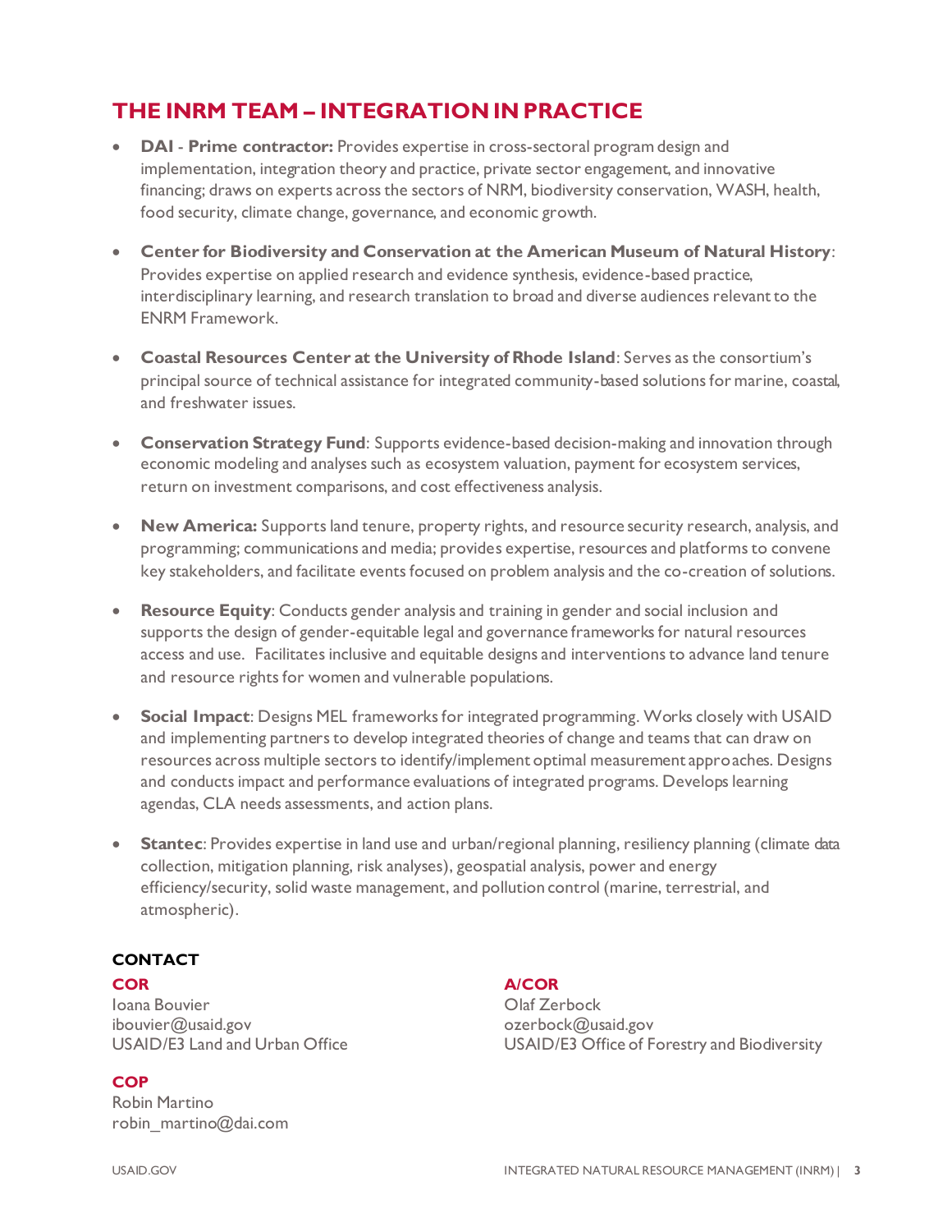## THE INRM TEAM – INTEGRATION IN PRACTICE

- **DAI - Prime contractor:** Provides expertise in cross-sectoral program design and implementation, integration theory and practice, private sector engagement, and innovative financing; draws on experts across the sectors of NRM, biodiversity conservation, WASH, health, food security, climate change, governance, and economic growth.

- **Center for Biodiversity and Conservation at the American Museum of Natural History**: Provides expertise on applied research and evidence synthesis, evidence-based practice, interdisciplinary learning, and research translation to broad and diverse audiences relevant to the ENRM Framework.

- **Coastal Resources Center at the University of Rhode Island**: Serves as the consortium's principal source of technical assistance for integrated community-based solutions for marine, coastal, and freshwater issues.

- **Conservation Strategy Fund**: Supports evidence-based decision-making and innovation through economic modeling and analyses such as ecosystem valuation, payment for ecosystem services, return on investment comparisons, and cost effectiveness analysis.

- **New America:** Supports land tenure, property rights, and resource security research, analysis, and programming; communications and media; provides expertise, resources and platforms to convene key stakeholders, and facilitate events focused on problem analysis and the co-creation of solutions.

- **Resource Equity**: Conducts gender analysis and training in gender and social inclusion and supports the design of gender-equitable legal and governance frameworks for natural resources access and use. Facilitates inclusive and equitable designs and interventions to advance land tenure and resource rights for women and vulnerable populations.

- **Social Impact**: Designs MEL frameworks for integrated programming. Works closely with USAID and implementing partners to develop integrated theories of change and teams that can draw on resources across multiple sectors to identify/implement optimal measurement approaches. Designs and conducts impact and performance evaluations of integrated programs. Develops learning agendas, CLA needs assessments, and action plans.

- **Stantec**: Provides expertise in land use and urban/regional planning, resiliency planning (climate data collection, mitigation planning, risk analyses), geospatial analysis, power and energy efficiency/security, solid waste management, and pollution control (marine, terrestrial, and atmospheric).

### CONTACT

**COR**
Ioana Bouvier
ibouvier@usaid.gov
USAID/E3 Land and Urban Office

**A/COR**
Olaf Zerbock
ozerbock@usaid.gov
USAID/E3 Office of Forestry and Biodiversity

**COP**
Robin Martino
robin_martino@dai.com